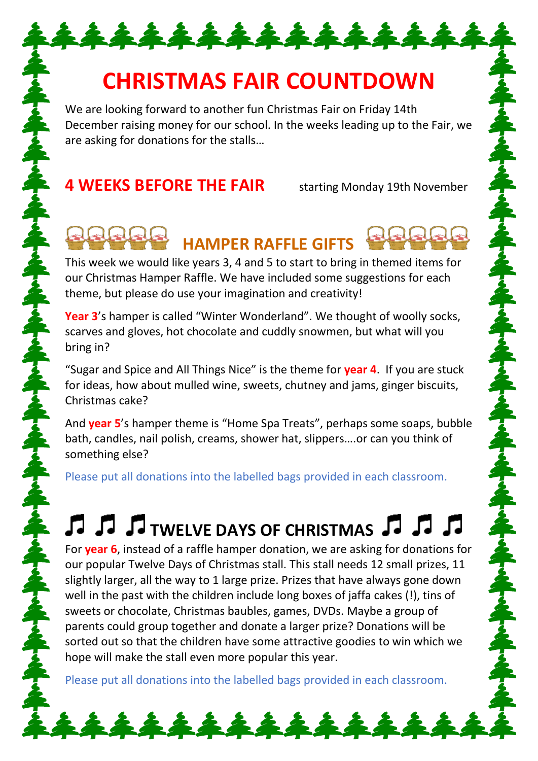# CHRISTMAS FAIR COUNTDOWN

We are looking forward to another fun Christmas Fair on Friday 14th December raising money for our school. In the weeks leading up to the Fair, we are asking for donations for the stalls…

## 4 WEEKS BEFORE THE FAIR

starting Monday 19th November

### HAMPER RAFFLE GIFTS

This week we would like years 3, 4 and 5 to start to bring in themed items for our Christmas Hamper Raffle. We have included some suggestions for each theme, but please do use your imagination and creativity!

**Year 3**'s hamper is called "Winter Wonderland". We thought of woolly socks, scarves and gloves, hot chocolate and cuddly snowmen, but what will you bring in?

"Sugar and Spice and All Things Nice" is the theme for **year 4**. If you are stuck for ideas, how about mulled wine, sweets, chutney and jams, ginger biscuits, Christmas cake?

And **year 5**'s hamper theme is "Home Spa Treats", perhaps some soaps, bubble bath, candles, nail polish, creams, shower hat, slippers….or can you think of something else?

Please put all donations into the labelled bags provided in each classroom.

## ♬ ♬ ♬ TWELVE DAYS OF CHRISTMAS ♬ ♬ ♬

For **year 6**, instead of a raffle hamper donation, we are asking for donations for our popular Twelve Days of Christmas stall. This stall needs 12 small prizes, 11 slightly larger, all the way to 1 large prize. Prizes that have always gone down well in the past with the children include long boxes of jaffa cakes (!), tins of sweets or chocolate, Christmas baubles, games, DVDs. Maybe a group of parents could group together and donate a larger prize? Donations will be sorted out so that the children have some attractive goodies to win which we hope will make the stall even more popular this year.

Please put all donations into the labelled bags provided in each classroom.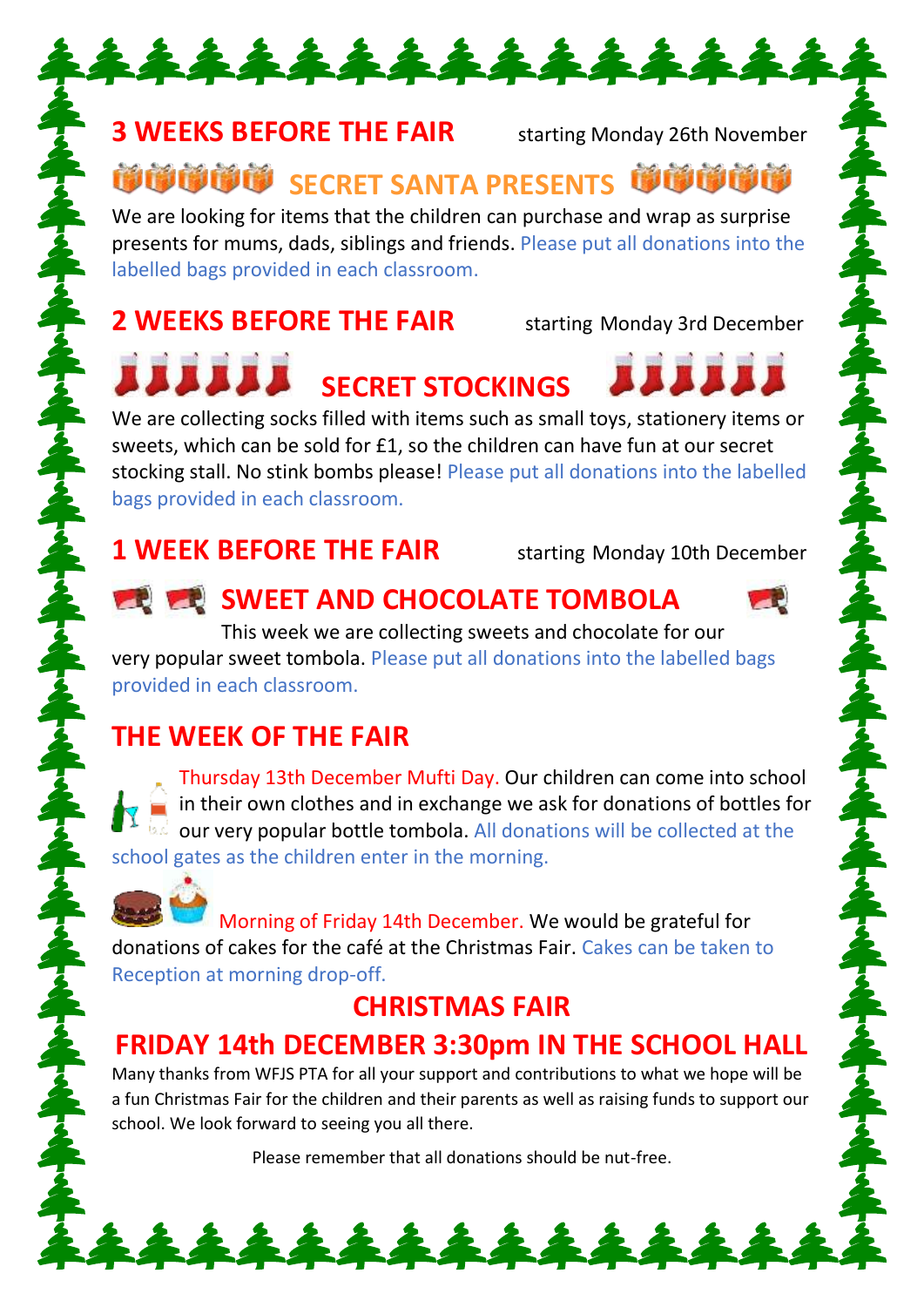## 3 WEEKS BEFORE THE FAIR

starting Monday 26th November

### SECRET SANTA PRESENTS

We are looking for items that the children can purchase and wrap as surprise presents for mums, dads, siblings and friends. Please put all donations into the labelled bags provided in each classroom.

## 2 WEEKS BEFORE THE FAIR

starting Monday 3rd December

### SECRET STOCKINGS

We are collecting socks filled with items such as small toys, stationery items or sweets, which can be sold for £1, so the children can have fun at our secret stocking stall. No stink bombs please! Please put all donations into the labelled bags provided in each classroom.

## 1 WEEK BEFORE THE FAIR

starting Monday 10th December

### SWEET AND CHOCOLATE TOMBOLA

This week we are collecting sweets and chocolate for our very popular sweet tombola. Please put all donations into the labelled bags provided in each classroom.

## THE WEEK OF THE FAIR

Thursday 13th December Mufti Day. Our children can come into school in their own clothes and in exchange we ask for donations of bottles for our very popular bottle tombola. All donations will be collected at the school gates as the children enter in the morning.

Morning of Friday 14th December. We would be grateful for donations of cakes for the café at the Christmas Fair. Cakes can be taken to Reception at morning drop-off.

## CHRISTMAS FAIR

## FRIDAY 14th DECEMBER 3:30pm IN THE SCHOOL HALL

Many thanks from WFJS PTA for all your support and contributions to what we hope will be a fun Christmas Fair for the children and their parents as well as raising funds to support our school. We look forward to seeing you all there.

Please remember that all donations should be nut-free.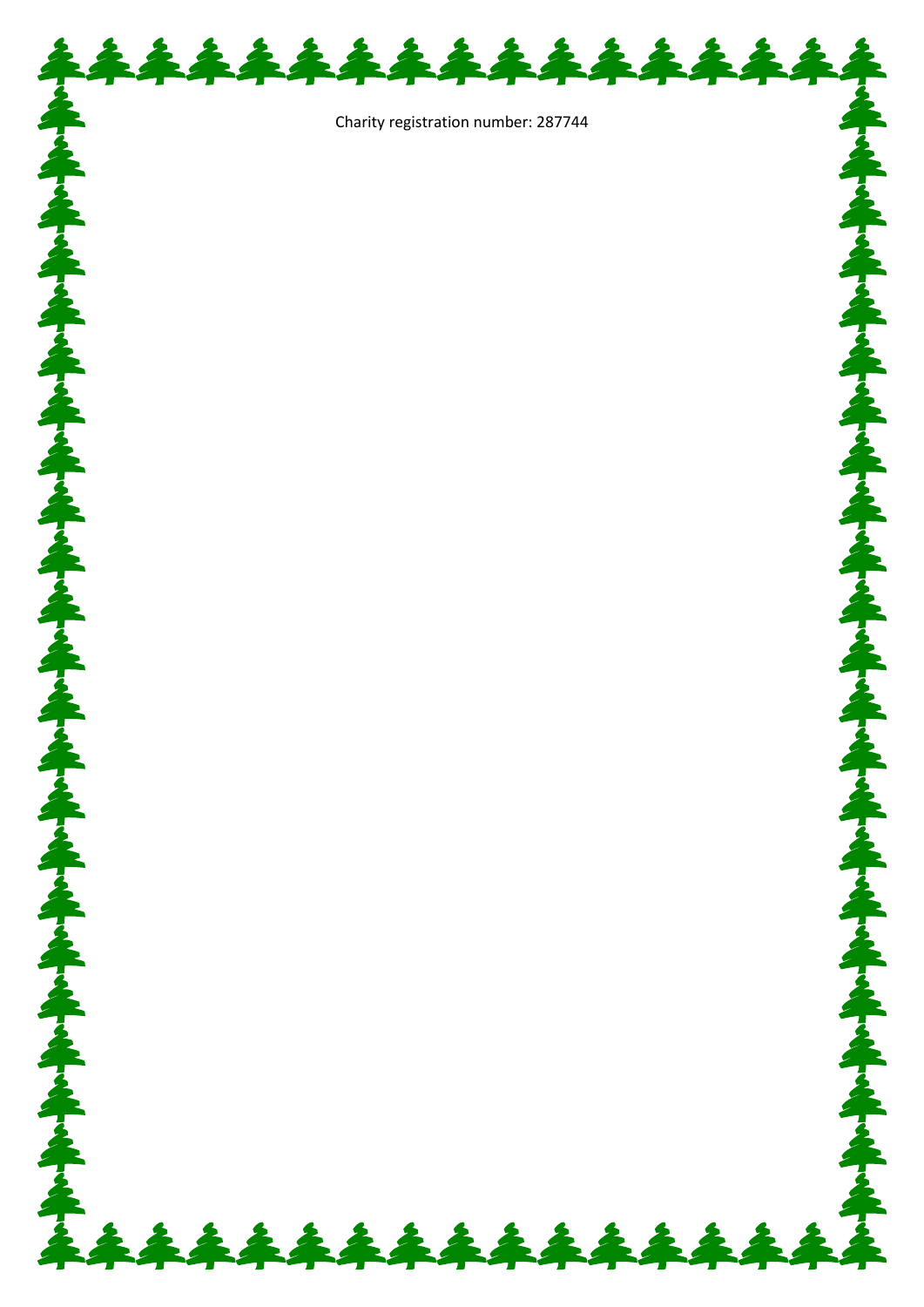Charity registration number: 287744